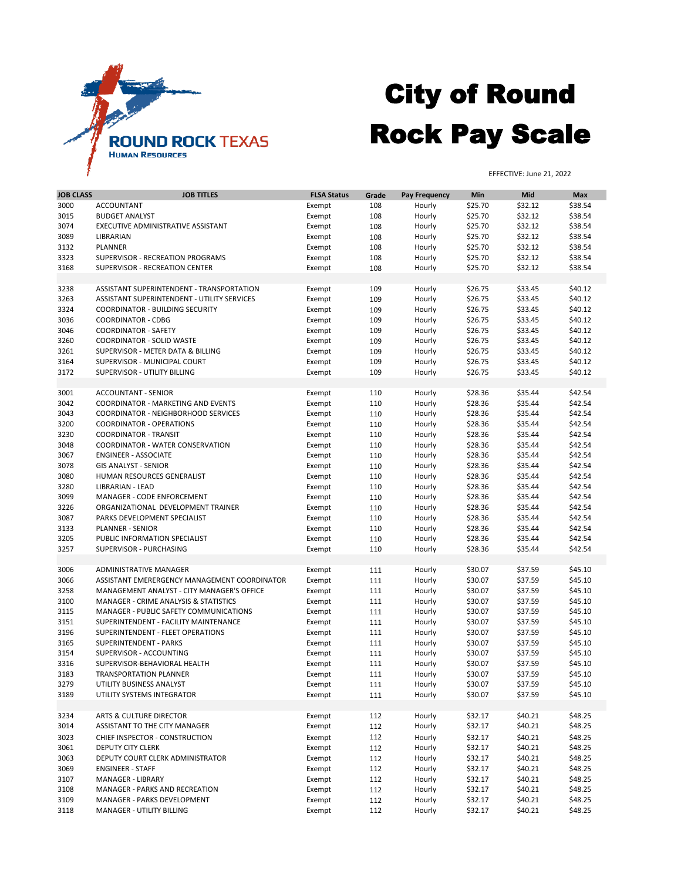ROUND ROCK TEXAS
HUMAN RESOURCES

# City of Round Rock Pay Scale

EFFECTIVE: June 21, 2022

| JOB CLASS | JOB TITLES | FLSA Status | Grade | Pay Frequency | Min | Mid | Max |
|---|---|---|---|---|---|---|---|
| 3000 | ACCOUNTANT | Exempt | 108 | Hourly | $25.70 | $32.12 | $38.54 |
| 3015 | BUDGET ANALYST | Exempt | 108 | Hourly | $25.70 | $32.12 | $38.54 |
| 3074 | EXECUTIVE ADMINISTRATIVE ASSISTANT | Exempt | 108 | Hourly | $25.70 | $32.12 | $38.54 |
| 3089 | LIBRARIAN | Exempt | 108 | Hourly | $25.70 | $32.12 | $38.54 |
| 3132 | PLANNER | Exempt | 108 | Hourly | $25.70 | $32.12 | $38.54 |
| 3323 | SUPERVISOR - RECREATION PROGRAMS | Exempt | 108 | Hourly | $25.70 | $32.12 | $38.54 |
| 3168 | SUPERVISOR - RECREATION CENTER | Exempt | 108 | Hourly | $25.70 | $32.12 | $38.54 |
| | | | | | | | |
| 3238 | ASSISTANT SUPERINTENDENT - TRANSPORTATION | Exempt | 109 | Hourly | $26.75 | $33.45 | $40.12 |
| 3263 | ASSISTANT SUPERINTENDENT - UTILITY SERVICES | Exempt | 109 | Hourly | $26.75 | $33.45 | $40.12 |
| 3324 | COORDINATOR - BUILDING SECURITY | Exempt | 109 | Hourly | $26.75 | $33.45 | $40.12 |
| 3036 | COORDINATOR - CDBG | Exempt | 109 | Hourly | $26.75 | $33.45 | $40.12 |
| 3046 | COORDINATOR - SAFETY | Exempt | 109 | Hourly | $26.75 | $33.45 | $40.12 |
| 3260 | COORDINATOR - SOLID WASTE | Exempt | 109 | Hourly | $26.75 | $33.45 | $40.12 |
| 3261 | SUPERVISOR - METER DATA & BILLING | Exempt | 109 | Hourly | $26.75 | $33.45 | $40.12 |
| 3164 | SUPERVISOR - MUNICIPAL COURT | Exempt | 109 | Hourly | $26.75 | $33.45 | $40.12 |
| 3172 | SUPERVISOR - UTILITY BILLING | Exempt | 109 | Hourly | $26.75 | $33.45 | $40.12 |
| | | | | | | | |
| 3001 | ACCOUNTANT - SENIOR | Exempt | 110 | Hourly | $28.36 | $35.44 | $42.54 |
| 3042 | COORDINATOR - MARKETING AND EVENTS | Exempt | 110 | Hourly | $28.36 | $35.44 | $42.54 |
| 3043 | COORDINATOR - NEIGHBORHOOD SERVICES | Exempt | 110 | Hourly | $28.36 | $35.44 | $42.54 |
| 3200 | COORDINATOR - OPERATIONS | Exempt | 110 | Hourly | $28.36 | $35.44 | $42.54 |
| 3230 | COORDINATOR - TRANSIT | Exempt | 110 | Hourly | $28.36 | $35.44 | $42.54 |
| 3048 | COORDINATOR - WATER CONSERVATION | Exempt | 110 | Hourly | $28.36 | $35.44 | $42.54 |
| 3067 | ENGINEER - ASSOCIATE | Exempt | 110 | Hourly | $28.36 | $35.44 | $42.54 |
| 3078 | GIS ANALYST - SENIOR | Exempt | 110 | Hourly | $28.36 | $35.44 | $42.54 |
| 3080 | HUMAN RESOURCES GENERALIST | Exempt | 110 | Hourly | $28.36 | $35.44 | $42.54 |
| 3280 | LIBRARIAN - LEAD | Exempt | 110 | Hourly | $28.36 | $35.44 | $42.54 |
| 3099 | MANAGER - CODE ENFORCEMENT | Exempt | 110 | Hourly | $28.36 | $35.44 | $42.54 |
| 3226 | ORGANIZATIONAL DEVELOPMENT TRAINER | Exempt | 110 | Hourly | $28.36 | $35.44 | $42.54 |
| 3087 | PARKS DEVELOPMENT SPECIALIST | Exempt | 110 | Hourly | $28.36 | $35.44 | $42.54 |
| 3133 | PLANNER - SENIOR | Exempt | 110 | Hourly | $28.36 | $35.44 | $42.54 |
| 3205 | PUBLIC INFORMATION SPECIALIST | Exempt | 110 | Hourly | $28.36 | $35.44 | $42.54 |
| 3257 | SUPERVISOR - PURCHASING | Exempt | 110 | Hourly | $28.36 | $35.44 | $42.54 |
| | | | | | | | |
| 3006 | ADMINISTRATIVE MANAGER | Exempt | 111 | Hourly | $30.07 | $37.59 | $45.10 |
| 3066 | ASSISTANT EMERERGENCY MANAGEMENT COORDINATOR | Exempt | 111 | Hourly | $30.07 | $37.59 | $45.10 |
| 3258 | MANAGEMENT ANALYST - CITY MANAGER'S OFFICE | Exempt | 111 | Hourly | $30.07 | $37.59 | $45.10 |
| 3100 | MANAGER - CRIME ANALYSIS & STATISTICS | Exempt | 111 | Hourly | $30.07 | $37.59 | $45.10 |
| 3115 | MANAGER - PUBLIC SAFETY COMMUNICATIONS | Exempt | 111 | Hourly | $30.07 | $37.59 | $45.10 |
| 3151 | SUPERINTENDENT - FACILITY MAINTENANCE | Exempt | 111 | Hourly | $30.07 | $37.59 | $45.10 |
| 3196 | SUPERINTENDENT - FLEET OPERATIONS | Exempt | 111 | Hourly | $30.07 | $37.59 | $45.10 |
| 3165 | SUPERINTENDENT - PARKS | Exempt | 111 | Hourly | $30.07 | $37.59 | $45.10 |
| 3154 | SUPERVISOR - ACCOUNTING | Exempt | 111 | Hourly | $30.07 | $37.59 | $45.10 |
| 3316 | SUPERVISOR-BEHAVIORAL HEALTH | Exempt | 111 | Hourly | $30.07 | $37.59 | $45.10 |
| 3183 | TRANSPORTATION PLANNER | Exempt | 111 | Hourly | $30.07 | $37.59 | $45.10 |
| 3279 | UTILITY BUSINESS ANALYST | Exempt | 111 | Hourly | $30.07 | $37.59 | $45.10 |
| 3189 | UTILITY SYSTEMS INTEGRATOR | Exempt | 111 | Hourly | $30.07 | $37.59 | $45.10 |
| | | | | | | | |
| 3234 | ARTS & CULTURE DIRECTOR | Exempt | 112 | Hourly | $32.17 | $40.21 | $48.25 |
| 3014 | ASSISTANT TO THE CITY MANAGER | Exempt | 112 | Hourly | $32.17 | $40.21 | $48.25 |
| 3023 | CHIEF INSPECTOR - CONSTRUCTION | Exempt | 112 | Hourly | $32.17 | $40.21 | $48.25 |
| 3061 | DEPUTY CITY CLERK | Exempt | 112 | Hourly | $32.17 | $40.21 | $48.25 |
| 3063 | DEPUTY COURT CLERK ADMINISTRATOR | Exempt | 112 | Hourly | $32.17 | $40.21 | $48.25 |
| 3069 | ENGINEER - STAFF | Exempt | 112 | Hourly | $32.17 | $40.21 | $48.25 |
| 3107 | MANAGER - LIBRARY | Exempt | 112 | Hourly | $32.17 | $40.21 | $48.25 |
| 3108 | MANAGER - PARKS AND RECREATION | Exempt | 112 | Hourly | $32.17 | $40.21 | $48.25 |
| 3109 | MANAGER - PARKS DEVELOPMENT | Exempt | 112 | Hourly | $32.17 | $40.21 | $48.25 |
| 3118 | MANAGER - UTILITY BILLING | Exempt | 112 | Hourly | $32.17 | $40.21 | $48.25 |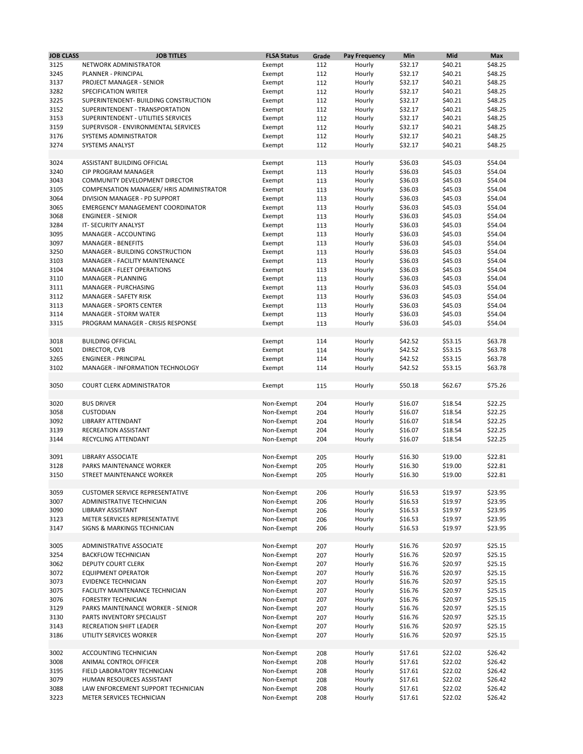| JOB CLASS | JOB TITLES | FLSA Status | Grade | Pay Frequency | Min | Mid | Max |
|---|---|---|---|---|---|---|---|
| 3125 | NETWORK ADMINISTRATOR | Exempt | 112 | Hourly | $32.17 | $40.21 | $48.25 |
| 3245 | PLANNER - PRINCIPAL | Exempt | 112 | Hourly | $32.17 | $40.21 | $48.25 |
| 3137 | PROJECT MANAGER - SENIOR | Exempt | 112 | Hourly | $32.17 | $40.21 | $48.25 |
| 3282 | SPECIFICATION WRITER | Exempt | 112 | Hourly | $32.17 | $40.21 | $48.25 |
| 3225 | SUPERINTENDENT- BUILDING CONSTRUCTION | Exempt | 112 | Hourly | $32.17 | $40.21 | $48.25 |
| 3152 | SUPERINTENDENT - TRANSPORTATION | Exempt | 112 | Hourly | $32.17 | $40.21 | $48.25 |
| 3153 | SUPERINTENDENT - UTILITIES SERVICES | Exempt | 112 | Hourly | $32.17 | $40.21 | $48.25 |
| 3159 | SUPERVISOR - ENVIRONMENTAL SERVICES | Exempt | 112 | Hourly | $32.17 | $40.21 | $48.25 |
| 3176 | SYSTEMS ADMINISTRATOR | Exempt | 112 | Hourly | $32.17 | $40.21 | $48.25 |
| 3274 | SYSTEMS ANALYST | Exempt | 112 | Hourly | $32.17 | $40.21 | $48.25 |
| | | | | | | | |
| 3024 | ASSISTANT BUILDING OFFICIAL | Exempt | 113 | Hourly | $36.03 | $45.03 | $54.04 |
| 3240 | CIP PROGRAM MANAGER | Exempt | 113 | Hourly | $36.03 | $45.03 | $54.04 |
| 3043 | COMMUNITY DEVELOPMENT DIRECTOR | Exempt | 113 | Hourly | $36.03 | $45.03 | $54.04 |
| 3105 | COMPENSATION MANAGER/ HRIS ADMINISTRATOR | Exempt | 113 | Hourly | $36.03 | $45.03 | $54.04 |
| 3064 | DIVISION MANAGER - PD SUPPORT | Exempt | 113 | Hourly | $36.03 | $45.03 | $54.04 |
| 3065 | EMERGENCY MANAGEMENT COORDINATOR | Exempt | 113 | Hourly | $36.03 | $45.03 | $54.04 |
| 3068 | ENGINEER - SENIOR | Exempt | 113 | Hourly | $36.03 | $45.03 | $54.04 |
| 3284 | IT- SECURITY ANALYST | Exempt | 113 | Hourly | $36.03 | $45.03 | $54.04 |
| 3095 | MANAGER - ACCOUNTING | Exempt | 113 | Hourly | $36.03 | $45.03 | $54.04 |
| 3097 | MANAGER - BENEFITS | Exempt | 113 | Hourly | $36.03 | $45.03 | $54.04 |
| 3250 | MANAGER - BUILDING CONSTRUCTION | Exempt | 113 | Hourly | $36.03 | $45.03 | $54.04 |
| 3103 | MANAGER - FACILITY MAINTENANCE | Exempt | 113 | Hourly | $36.03 | $45.03 | $54.04 |
| 3104 | MANAGER - FLEET OPERATIONS | Exempt | 113 | Hourly | $36.03 | $45.03 | $54.04 |
| 3110 | MANAGER - PLANNING | Exempt | 113 | Hourly | $36.03 | $45.03 | $54.04 |
| 3111 | MANAGER - PURCHASING | Exempt | 113 | Hourly | $36.03 | $45.03 | $54.04 |
| 3112 | MANAGER - SAFETY RISK | Exempt | 113 | Hourly | $36.03 | $45.03 | $54.04 |
| 3113 | MANAGER - SPORTS CENTER | Exempt | 113 | Hourly | $36.03 | $45.03 | $54.04 |
| 3114 | MANAGER - STORM WATER | Exempt | 113 | Hourly | $36.03 | $45.03 | $54.04 |
| 3315 | PROGRAM MANAGER - CRISIS RESPONSE | Exempt | 113 | Hourly | $36.03 | $45.03 | $54.04 |
| | | | | | | | |
| 3018 | BUILDING OFFICIAL | Exempt | 114 | Hourly | $42.52 | $53.15 | $63.78 |
| 5001 | DIRECTOR, CVB | Exempt | 114 | Hourly | $42.52 | $53.15 | $63.78 |
| 3265 | ENGINEER - PRINCIPAL | Exempt | 114 | Hourly | $42.52 | $53.15 | $63.78 |
| 3102 | MANAGER - INFORMATION TECHNOLOGY | Exempt | 114 | Hourly | $42.52 | $53.15 | $63.78 |
| | | | | | | | |
| 3050 | COURT CLERK ADMINISTRATOR | Exempt | 115 | Hourly | $50.18 | $62.67 | $75.26 |
| | | | | | | | |
| 3020 | BUS DRIVER | Non-Exempt | 204 | Hourly | $16.07 | $18.54 | $22.25 |
| 3058 | CUSTODIAN | Non-Exempt | 204 | Hourly | $16.07 | $18.54 | $22.25 |
| 3092 | LIBRARY ATTENDANT | Non-Exempt | 204 | Hourly | $16.07 | $18.54 | $22.25 |
| 3139 | RECREATION ASSISTANT | Non-Exempt | 204 | Hourly | $16.07 | $18.54 | $22.25 |
| 3144 | RECYCLING ATTENDANT | Non-Exempt | 204 | Hourly | $16.07 | $18.54 | $22.25 |
| | | | | | | | |
| 3091 | LIBRARY ASSOCIATE | Non-Exempt | 205 | Hourly | $16.30 | $19.00 | $22.81 |
| 3128 | PARKS MAINTENANCE WORKER | Non-Exempt | 205 | Hourly | $16.30 | $19.00 | $22.81 |
| 3150 | STREET MAINTENANCE WORKER | Non-Exempt | 205 | Hourly | $16.30 | $19.00 | $22.81 |
| | | | | | | | |
| 3059 | CUSTOMER SERVICE REPRESENTATIVE | Non-Exempt | 206 | Hourly | $16.53 | $19.97 | $23.95 |
| 3007 | ADMINISTRATIVE TECHNICIAN | Non-Exempt | 206 | Hourly | $16.53 | $19.97 | $23.95 |
| 3090 | LIBRARY ASSISTANT | Non-Exempt | 206 | Hourly | $16.53 | $19.97 | $23.95 |
| 3123 | METER SERVICES REPRESENTATIVE | Non-Exempt | 206 | Hourly | $16.53 | $19.97 | $23.95 |
| 3147 | SIGNS & MARKINGS TECHNICIAN | Non-Exempt | 206 | Hourly | $16.53 | $19.97 | $23.95 |
| | | | | | | | |
| 3005 | ADMINISTRATIVE ASSOCIATE | Non-Exempt | 207 | Hourly | $16.76 | $20.97 | $25.15 |
| 3254 | BACKFLOW TECHNICIAN | Non-Exempt | 207 | Hourly | $16.76 | $20.97 | $25.15 |
| 3062 | DEPUTY COURT CLERK | Non-Exempt | 207 | Hourly | $16.76 | $20.97 | $25.15 |
| 3072 | EQUIPMENT OPERATOR | Non-Exempt | 207 | Hourly | $16.76 | $20.97 | $25.15 |
| 3073 | EVIDENCE TECHNICIAN | Non-Exempt | 207 | Hourly | $16.76 | $20.97 | $25.15 |
| 3075 | FACILITY MAINTENANCE TECHNICIAN | Non-Exempt | 207 | Hourly | $16.76 | $20.97 | $25.15 |
| 3076 | FORESTRY TECHNICIAN | Non-Exempt | 207 | Hourly | $16.76 | $20.97 | $25.15 |
| 3129 | PARKS MAINTENANCE WORKER - SENIOR | Non-Exempt | 207 | Hourly | $16.76 | $20.97 | $25.15 |
| 3130 | PARTS INVENTORY SPECIALIST | Non-Exempt | 207 | Hourly | $16.76 | $20.97 | $25.15 |
| 3143 | RECREATION SHIFT LEADER | Non-Exempt | 207 | Hourly | $16.76 | $20.97 | $25.15 |
| 3186 | UTILITY SERVICES WORKER | Non-Exempt | 207 | Hourly | $16.76 | $20.97 | $25.15 |
| | | | | | | | |
| 3002 | ACCOUNTING TECHNICIAN | Non-Exempt | 208 | Hourly | $17.61 | $22.02 | $26.42 |
| 3008 | ANIMAL CONTROL OFFICER | Non-Exempt | 208 | Hourly | $17.61 | $22.02 | $26.42 |
| 3195 | FIELD LABORATORY TECHNICIAN | Non-Exempt | 208 | Hourly | $17.61 | $22.02 | $26.42 |
| 3079 | HUMAN RESOURCES ASSISTANT | Non-Exempt | 208 | Hourly | $17.61 | $22.02 | $26.42 |
| 3088 | LAW ENFORCEMENT SUPPORT TECHNICIAN | Non-Exempt | 208 | Hourly | $17.61 | $22.02 | $26.42 |
| 3223 | METER SERVICES TECHNICIAN | Non-Exempt | 208 | Hourly | $17.61 | $22.02 | $26.42 |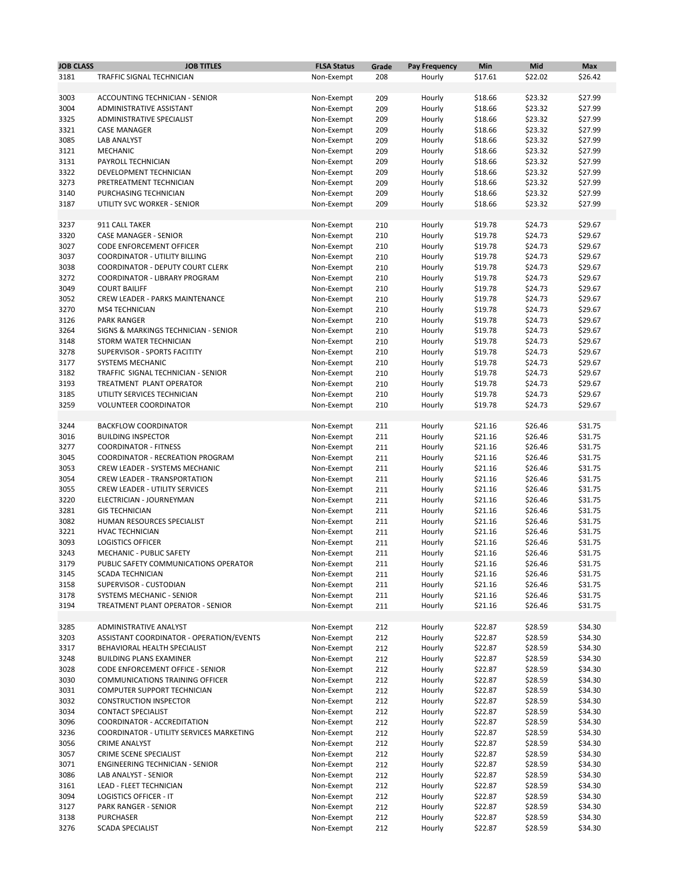| JOB CLASS | JOB TITLES | FLSA Status | Grade | Pay Frequency | Min | Mid | Max |
|---|---|---|---|---|---|---|---|
| 3181 | TRAFFIC SIGNAL TECHNICIAN | Non-Exempt | 208 | Hourly | $17.61 | $22.02 | $26.42 |
| | | | | | | | |
| 3003 | ACCOUNTING TECHNICIAN - SENIOR | Non-Exempt | 209 | Hourly | $18.66 | $23.32 | $27.99 |
| 3004 | ADMINISTRATIVE ASSISTANT | Non-Exempt | 209 | Hourly | $18.66 | $23.32 | $27.99 |
| 3325 | ADMINISTRATIVE SPECIALIST | Non-Exempt | 209 | Hourly | $18.66 | $23.32 | $27.99 |
| 3321 | CASE MANAGER | Non-Exempt | 209 | Hourly | $18.66 | $23.32 | $27.99 |
| 3085 | LAB ANALYST | Non-Exempt | 209 | Hourly | $18.66 | $23.32 | $27.99 |
| 3121 | MECHANIC | Non-Exempt | 209 | Hourly | $18.66 | $23.32 | $27.99 |
| 3131 | PAYROLL TECHNICIAN | Non-Exempt | 209 | Hourly | $18.66 | $23.32 | $27.99 |
| 3322 | DEVELOPMENT TECHNICIAN | Non-Exempt | 209 | Hourly | $18.66 | $23.32 | $27.99 |
| 3273 | PRETREATMENT TECHNICIAN | Non-Exempt | 209 | Hourly | $18.66 | $23.32 | $27.99 |
| 3140 | PURCHASING TECHNICIAN | Non-Exempt | 209 | Hourly | $18.66 | $23.32 | $27.99 |
| 3187 | UTILITY SVC WORKER - SENIOR | Non-Exempt | 209 | Hourly | $18.66 | $23.32 | $27.99 |
| | | | | | | | |
| 3237 | 911 CALL TAKER | Non-Exempt | 210 | Hourly | $19.78 | $24.73 | $29.67 |
| 3320 | CASE MANAGER - SENIOR | Non-Exempt | 210 | Hourly | $19.78 | $24.73 | $29.67 |
| 3027 | CODE ENFORCEMENT OFFICER | Non-Exempt | 210 | Hourly | $19.78 | $24.73 | $29.67 |
| 3037 | COORDINATOR - UTILITY BILLING | Non-Exempt | 210 | Hourly | $19.78 | $24.73 | $29.67 |
| 3038 | COORDINATOR - DEPUTY COURT CLERK | Non-Exempt | 210 | Hourly | $19.78 | $24.73 | $29.67 |
| 3272 | COORDINATOR - LIBRARY PROGRAM | Non-Exempt | 210 | Hourly | $19.78 | $24.73 | $29.67 |
| 3049 | COURT BAILIFF | Non-Exempt | 210 | Hourly | $19.78 | $24.73 | $29.67 |
| 3052 | CREW LEADER - PARKS MAINTENANCE | Non-Exempt | 210 | Hourly | $19.78 | $24.73 | $29.67 |
| 3270 | MS4 TECHNICIAN | Non-Exempt | 210 | Hourly | $19.78 | $24.73 | $29.67 |
| 3126 | PARK RANGER | Non-Exempt | 210 | Hourly | $19.78 | $24.73 | $29.67 |
| 3264 | SIGNS & MARKINGS TECHNICIAN - SENIOR | Non-Exempt | 210 | Hourly | $19.78 | $24.73 | $29.67 |
| 3148 | STORM WATER TECHNICIAN | Non-Exempt | 210 | Hourly | $19.78 | $24.73 | $29.67 |
| 3278 | SUPERVISOR - SPORTS FACITITY | Non-Exempt | 210 | Hourly | $19.78 | $24.73 | $29.67 |
| 3177 | SYSTEMS MECHANIC | Non-Exempt | 210 | Hourly | $19.78 | $24.73 | $29.67 |
| 3182 | TRAFFIC SIGNAL TECHNICIAN - SENIOR | Non-Exempt | 210 | Hourly | $19.78 | $24.73 | $29.67 |
| 3193 | TREATMENT PLANT OPERATOR | Non-Exempt | 210 | Hourly | $19.78 | $24.73 | $29.67 |
| 3185 | UTILITY SERVICES TECHNICIAN | Non-Exempt | 210 | Hourly | $19.78 | $24.73 | $29.67 |
| 3259 | VOLUNTEER COORDINATOR | Non-Exempt | 210 | Hourly | $19.78 | $24.73 | $29.67 |
| | | | | | | | |
| 3244 | BACKFLOW COORDINATOR | Non-Exempt | 211 | Hourly | $21.16 | $26.46 | $31.75 |
| 3016 | BUILDING INSPECTOR | Non-Exempt | 211 | Hourly | $21.16 | $26.46 | $31.75 |
| 3277 | COORDINATOR - FITNESS | Non-Exempt | 211 | Hourly | $21.16 | $26.46 | $31.75 |
| 3045 | COORDINATOR - RECREATION PROGRAM | Non-Exempt | 211 | Hourly | $21.16 | $26.46 | $31.75 |
| 3053 | CREW LEADER - SYSTEMS MECHANIC | Non-Exempt | 211 | Hourly | $21.16 | $26.46 | $31.75 |
| 3054 | CREW LEADER - TRANSPORTATION | Non-Exempt | 211 | Hourly | $21.16 | $26.46 | $31.75 |
| 3055 | CREW LEADER - UTILITY SERVICES | Non-Exempt | 211 | Hourly | $21.16 | $26.46 | $31.75 |
| 3220 | ELECTRICIAN - JOURNEYMAN | Non-Exempt | 211 | Hourly | $21.16 | $26.46 | $31.75 |
| 3281 | GIS TECHNICIAN | Non-Exempt | 211 | Hourly | $21.16 | $26.46 | $31.75 |
| 3082 | HUMAN RESOURCES SPECIALIST | Non-Exempt | 211 | Hourly | $21.16 | $26.46 | $31.75 |
| 3221 | HVAC TECHNICIAN | Non-Exempt | 211 | Hourly | $21.16 | $26.46 | $31.75 |
| 3093 | LOGISTICS OFFICER | Non-Exempt | 211 | Hourly | $21.16 | $26.46 | $31.75 |
| 3243 | MECHANIC - PUBLIC SAFETY | Non-Exempt | 211 | Hourly | $21.16 | $26.46 | $31.75 |
| 3179 | PUBLIC SAFETY COMMUNICATIONS OPERATOR | Non-Exempt | 211 | Hourly | $21.16 | $26.46 | $31.75 |
| 3145 | SCADA TECHNICIAN | Non-Exempt | 211 | Hourly | $21.16 | $26.46 | $31.75 |
| 3158 | SUPERVISOR - CUSTODIAN | Non-Exempt | 211 | Hourly | $21.16 | $26.46 | $31.75 |
| 3178 | SYSTEMS MECHANIC - SENIOR | Non-Exempt | 211 | Hourly | $21.16 | $26.46 | $31.75 |
| 3194 | TREATMENT PLANT OPERATOR - SENIOR | Non-Exempt | 211 | Hourly | $21.16 | $26.46 | $31.75 |
| | | | | | | | |
| 3285 | ADMINISTRATIVE ANALYST | Non-Exempt | 212 | Hourly | $22.87 | $28.59 | $34.30 |
| 3203 | ASSISTANT COORDINATOR - OPERATION/EVENTS | Non-Exempt | 212 | Hourly | $22.87 | $28.59 | $34.30 |
| 3317 | BEHAVIORAL HEALTH SPECIALIST | Non-Exempt | 212 | Hourly | $22.87 | $28.59 | $34.30 |
| 3248 | BUILDING PLANS EXAMINER | Non-Exempt | 212 | Hourly | $22.87 | $28.59 | $34.30 |
| 3028 | CODE ENFORCEMENT OFFICE - SENIOR | Non-Exempt | 212 | Hourly | $22.87 | $28.59 | $34.30 |
| 3030 | COMMUNICATIONS TRAINING OFFICER | Non-Exempt | 212 | Hourly | $22.87 | $28.59 | $34.30 |
| 3031 | COMPUTER SUPPORT TECHNICIAN | Non-Exempt | 212 | Hourly | $22.87 | $28.59 | $34.30 |
| 3032 | CONSTRUCTION INSPECTOR | Non-Exempt | 212 | Hourly | $22.87 | $28.59 | $34.30 |
| 3034 | CONTACT SPECIALIST | Non-Exempt | 212 | Hourly | $22.87 | $28.59 | $34.30 |
| 3096 | COORDINATOR - ACCREDITATION | Non-Exempt | 212 | Hourly | $22.87 | $28.59 | $34.30 |
| 3236 | COORDINATOR - UTILITY SERVICES MARKETING | Non-Exempt | 212 | Hourly | $22.87 | $28.59 | $34.30 |
| 3056 | CRIME ANALYST | Non-Exempt | 212 | Hourly | $22.87 | $28.59 | $34.30 |
| 3057 | CRIME SCENE SPECIALIST | Non-Exempt | 212 | Hourly | $22.87 | $28.59 | $34.30 |
| 3071 | ENGINEERING TECHNICIAN - SENIOR | Non-Exempt | 212 | Hourly | $22.87 | $28.59 | $34.30 |
| 3086 | LAB ANALYST - SENIOR | Non-Exempt | 212 | Hourly | $22.87 | $28.59 | $34.30 |
| 3161 | LEAD - FLEET TECHNICIAN | Non-Exempt | 212 | Hourly | $22.87 | $28.59 | $34.30 |
| 3094 | LOGISTICS OFFICER - IT | Non-Exempt | 212 | Hourly | $22.87 | $28.59 | $34.30 |
| 3127 | PARK RANGER - SENIOR | Non-Exempt | 212 | Hourly | $22.87 | $28.59 | $34.30 |
| 3138 | PURCHASER | Non-Exempt | 212 | Hourly | $22.87 | $28.59 | $34.30 |
| 3276 | SCADA SPECIALIST | Non-Exempt | 212 | Hourly | $22.87 | $28.59 | $34.30 |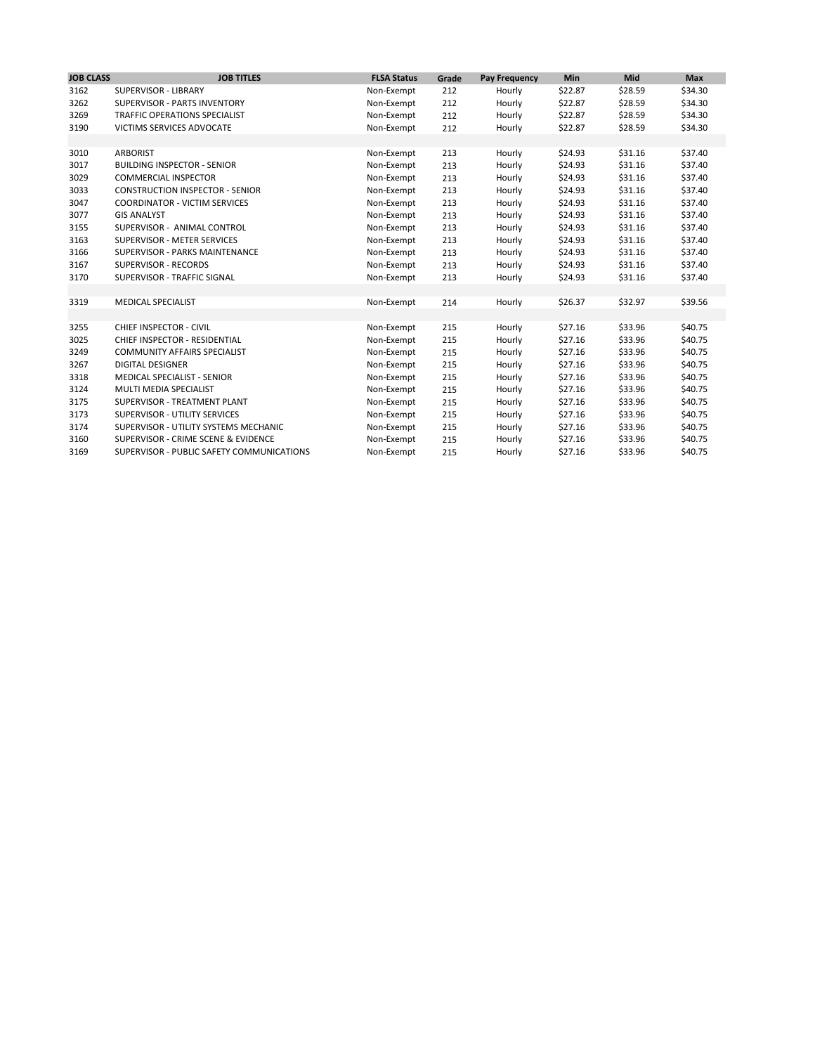| JOB CLASS | JOB TITLES | FLSA Status | Grade | Pay Frequency | Min | Mid | Max |
|---|---|---|---|---|---|---|---|
| 3162 | SUPERVISOR - LIBRARY | Non-Exempt | 212 | Hourly | $22.87 | $28.59 | $34.30 |
| 3262 | SUPERVISOR - PARTS INVENTORY | Non-Exempt | 212 | Hourly | $22.87 | $28.59 | $34.30 |
| 3269 | TRAFFIC OPERATIONS SPECIALIST | Non-Exempt | 212 | Hourly | $22.87 | $28.59 | $34.30 |
| 3190 | VICTIMS SERVICES ADVOCATE | Non-Exempt | 212 | Hourly | $22.87 | $28.59 | $34.30 |
| | | | | | | | |
| 3010 | ARBORIST | Non-Exempt | 213 | Hourly | $24.93 | $31.16 | $37.40 |
| 3017 | BUILDING INSPECTOR - SENIOR | Non-Exempt | 213 | Hourly | $24.93 | $31.16 | $37.40 |
| 3029 | COMMERCIAL INSPECTOR | Non-Exempt | 213 | Hourly | $24.93 | $31.16 | $37.40 |
| 3033 | CONSTRUCTION INSPECTOR - SENIOR | Non-Exempt | 213 | Hourly | $24.93 | $31.16 | $37.40 |
| 3047 | COORDINATOR - VICTIM SERVICES | Non-Exempt | 213 | Hourly | $24.93 | $31.16 | $37.40 |
| 3077 | GIS ANALYST | Non-Exempt | 213 | Hourly | $24.93 | $31.16 | $37.40 |
| 3155 | SUPERVISOR - ANIMAL CONTROL | Non-Exempt | 213 | Hourly | $24.93 | $31.16 | $37.40 |
| 3163 | SUPERVISOR - METER SERVICES | Non-Exempt | 213 | Hourly | $24.93 | $31.16 | $37.40 |
| 3166 | SUPERVISOR - PARKS MAINTENANCE | Non-Exempt | 213 | Hourly | $24.93 | $31.16 | $37.40 |
| 3167 | SUPERVISOR - RECORDS | Non-Exempt | 213 | Hourly | $24.93 | $31.16 | $37.40 |
| 3170 | SUPERVISOR - TRAFFIC SIGNAL | Non-Exempt | 213 | Hourly | $24.93 | $31.16 | $37.40 |
| | | | | | | | |
| 3319 | MEDICAL SPECIALIST | Non-Exempt | 214 | Hourly | $26.37 | $32.97 | $39.56 |
| | | | | | | | |
| 3255 | CHIEF INSPECTOR - CIVIL | Non-Exempt | 215 | Hourly | $27.16 | $33.96 | $40.75 |
| 3025 | CHIEF INSPECTOR - RESIDENTIAL | Non-Exempt | 215 | Hourly | $27.16 | $33.96 | $40.75 |
| 3249 | COMMUNITY AFFAIRS SPECIALIST | Non-Exempt | 215 | Hourly | $27.16 | $33.96 | $40.75 |
| 3267 | DIGITAL DESIGNER | Non-Exempt | 215 | Hourly | $27.16 | $33.96 | $40.75 |
| 3318 | MEDICAL SPECIALIST - SENIOR | Non-Exempt | 215 | Hourly | $27.16 | $33.96 | $40.75 |
| 3124 | MULTI MEDIA SPECIALIST | Non-Exempt | 215 | Hourly | $27.16 | $33.96 | $40.75 |
| 3175 | SUPERVISOR - TREATMENT PLANT | Non-Exempt | 215 | Hourly | $27.16 | $33.96 | $40.75 |
| 3173 | SUPERVISOR - UTILITY SERVICES | Non-Exempt | 215 | Hourly | $27.16 | $33.96 | $40.75 |
| 3174 | SUPERVISOR - UTILITY SYSTEMS MECHANIC | Non-Exempt | 215 | Hourly | $27.16 | $33.96 | $40.75 |
| 3160 | SUPERVISOR - CRIME SCENE & EVIDENCE | Non-Exempt | 215 | Hourly | $27.16 | $33.96 | $40.75 |
| 3169 | SUPERVISOR - PUBLIC SAFETY COMMUNICATIONS | Non-Exempt | 215 | Hourly | $27.16 | $33.96 | $40.75 |